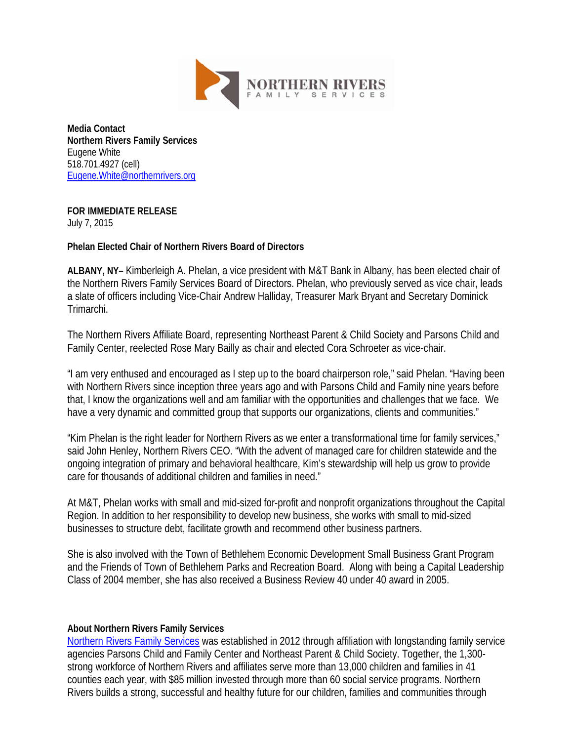**Media Contact**
**Northern Rivers Family Services**
Eugene White
518.701.4927 (cell)
Eugene.White@northernrivers.org

**FOR IMMEDIATE RELEASE**
July 7, 2015

**Phelan Elected Chair of Northern Rivers Board of Directors**

**ALBANY, NY–** Kimberleigh A. Phelan, a vice president with M&T Bank in Albany, has been elected chair of the Northern Rivers Family Services Board of Directors. Phelan, who previously served as vice chair, leads a slate of officers including Vice-Chair Andrew Halliday, Treasurer Mark Bryant and Secretary Dominick Trimarchi.

The Northern Rivers Affiliate Board, representing Northeast Parent & Child Society and Parsons Child and Family Center, reelected Rose Mary Bailly as chair and elected Cora Schroeter as vice-chair.

"I am very enthused and encouraged as I step up to the board chairperson role," said Phelan. "Having been with Northern Rivers since inception three years ago and with Parsons Child and Family nine years before that, I know the organizations well and am familiar with the opportunities and challenges that we face. We have a very dynamic and committed group that supports our organizations, clients and communities."

"Kim Phelan is the right leader for Northern Rivers as we enter a transformational time for family services," said John Henley, Northern Rivers CEO. "With the advent of managed care for children statewide and the ongoing integration of primary and behavioral healthcare, Kim's stewardship will help us grow to provide care for thousands of additional children and families in need."

At M&T, Phelan works with small and mid-sized for-profit and nonprofit organizations throughout the Capital Region. In addition to her responsibility to develop new business, she works with small to mid-sized businesses to structure debt, facilitate growth and recommend other business partners.

She is also involved with the Town of Bethlehem Economic Development Small Business Grant Program and the Friends of Town of Bethlehem Parks and Recreation Board. Along with being a Capital Leadership Class of 2004 member, she has also received a Business Review 40 under 40 award in 2005.

**About Northern Rivers Family Services**

Northern Rivers Family Services was established in 2012 through affiliation with longstanding family service agencies Parsons Child and Family Center and Northeast Parent & Child Society. Together, the 1,300-strong workforce of Northern Rivers and affiliates serve more than 13,000 children and families in 41 counties each year, with $85 million invested through more than 60 social service programs. Northern Rivers builds a strong, successful and healthy future for our children, families and communities through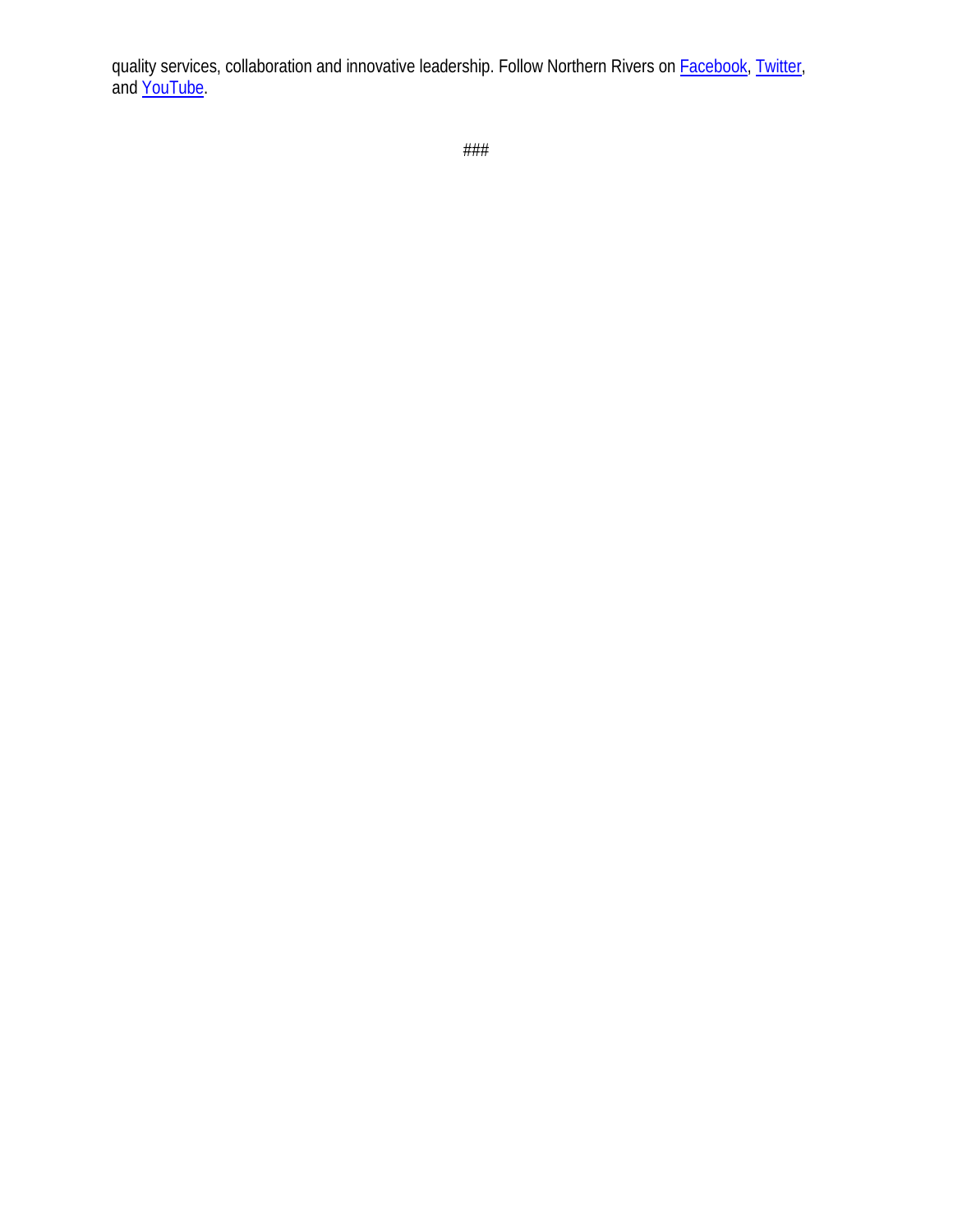quality services, collaboration and innovative leadership. Follow Northern Rivers on Facebook, Twitter, and YouTube.

###